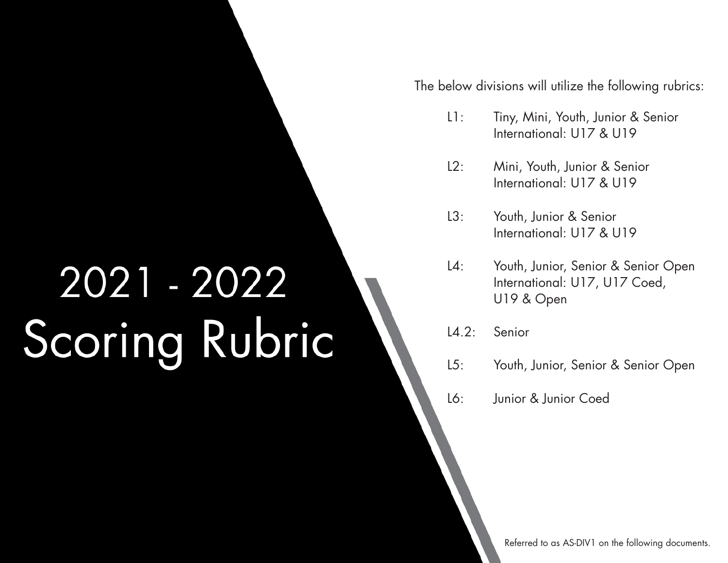# 2021 - 2022 Scoring Rubric

The below divisions will utilize the following rubrics:

- **L1:** Tiny, Mini, Youth, Junior & Senior
  International: U17 & U19
- **L2:** Mini, Youth, Junior & Senior
  International: U17 & U19
- **L3:** Youth, Junior & Senior
  International: U17 & U19
- **L4:** Youth, Junior, Senior & Senior Open
  International: U17, U17 Coed, U19 & Open
- **L4.2:** Senior
- **L5:** Youth, Junior, Senior & Senior Open
- **L6:** Junior & Junior Coed

Referred to as AS-DIV1 on the following documents.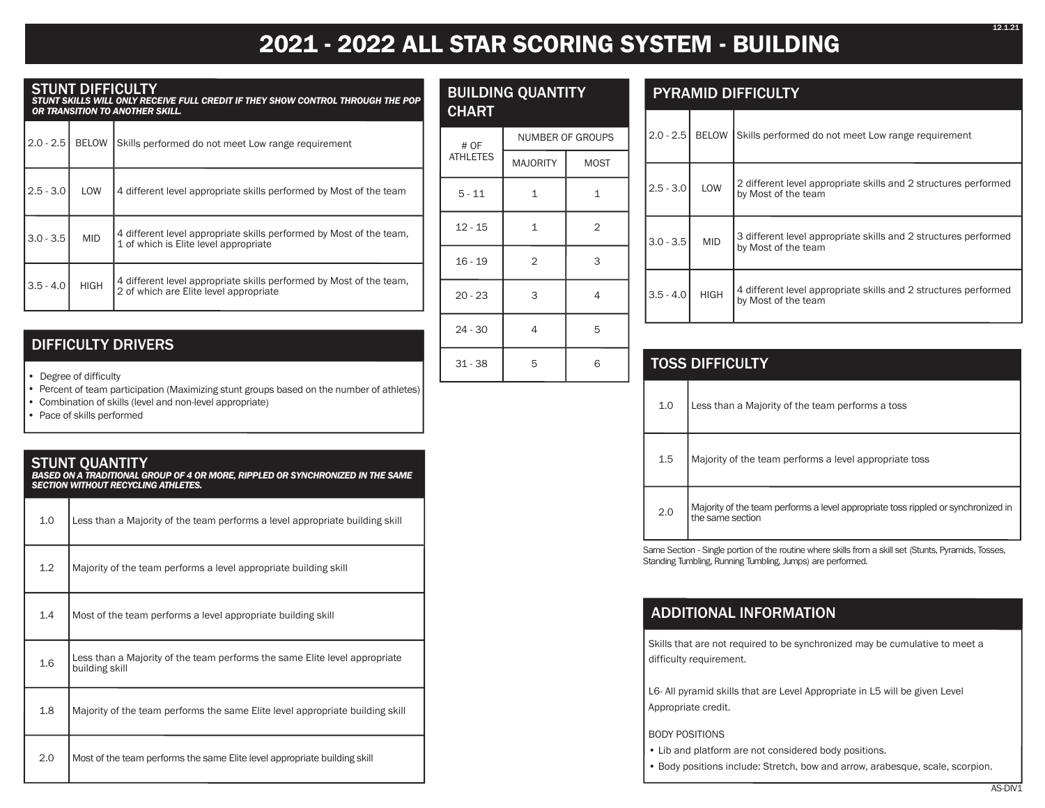# 2021 - 2022 ALL STAR SCORING SYSTEM - BUILDING

## STUNT DIFFICULTY

***STUNT SKILLS WILL ONLY RECEIVE FULL CREDIT IF THEY SHOW CONTROL THROUGH THE POP OR TRANSITION TO ANOTHER SKILL.***

| | | |
|---|---|---|
| 2.0 - 2.5 | BELOW | Skills performed do not meet Low range requirement |
| 2.5 - 3.0 | LOW | 4 different level appropriate skills performed by Most of the team |
| 3.0 - 3.5 | MID | 4 different level appropriate skills performed by Most of the team, 1 of which is Elite level appropriate |
| 3.5 - 4.0 | HIGH | 4 different level appropriate skills performed by Most of the team, 2 of which are Elite level appropriate |

## DIFFICULTY DRIVERS

- Degree of difficulty
- Percent of team participation (Maximizing stunt groups based on the number of athletes)
- Combination of skills (level and non-level appropriate)
- Pace of skills performed

## STUNT QUANTITY

***BASED ON A TRADITIONAL GROUP OF 4 OR MORE, RIPPLED OR SYNCHRONIZED IN THE SAME SECTION WITHOUT RECYCLING ATHLETES.***

| | |
|---|---|
| 1.0 | Less than a Majority of the team performs a level appropriate building skill |
| 1.2 | Majority of the team performs a level appropriate building skill |
| 1.4 | Most of the team performs a level appropriate building skill |
| 1.6 | Less than a Majority of the team performs the same Elite level appropriate building skill |
| 1.8 | Majority of the team performs the same Elite level appropriate building skill |
| 2.0 | Most of the team performs the same Elite level appropriate building skill |

## BUILDING QUANTITY CHART

| # OF ATHLETES | NUMBER OF GROUPS | |
|---|---|---|
| | MAJORITY | MOST |
| 5 - 11 | 1 | 1 |
| 12 - 15 | 1 | 2 |
| 16 - 19 | 2 | 3 |
| 20 - 23 | 3 | 4 |
| 24 - 30 | 4 | 5 |
| 31 - 38 | 5 | 6 |

## PYRAMID DIFFICULTY

| | | |
|---|---|---|
| 2.0 - 2.5 | BELOW | Skills performed do not meet Low range requirement |
| 2.5 - 3.0 | LOW | 2 different level appropriate skills and 2 structures performed by Most of the team |
| 3.0 - 3.5 | MID | 3 different level appropriate skills and 2 structures performed by Most of the team |
| 3.5 - 4.0 | HIGH | 4 different level appropriate skills and 2 structures performed by Most of the team |

## TOSS DIFFICULTY

| | |
|---|---|
| 1.0 | Less than a Majority of the team performs a toss |
| 1.5 | Majority of the team performs a level appropriate toss |
| 2.0 | Majority of the team performs a level appropriate toss rippled or synchronized in the same section |

Same Section - Single portion of the routine where skills from a skill set (Stunts, Pyramids, Tosses, Standing Tumbling, Running Tumbling, Jumps) are performed.

## ADDITIONAL INFORMATION

Skills that are not required to be synchronized may be cumulative to meet a difficulty requirement.

L6- All pyramid skills that are Level Appropriate in L5 will be given Level Appropriate credit.

BODY POSITIONS

- Lib and platform are not considered body positions.
- Body positions include: Stretch, bow and arrow, arabesque, scale, scorpion.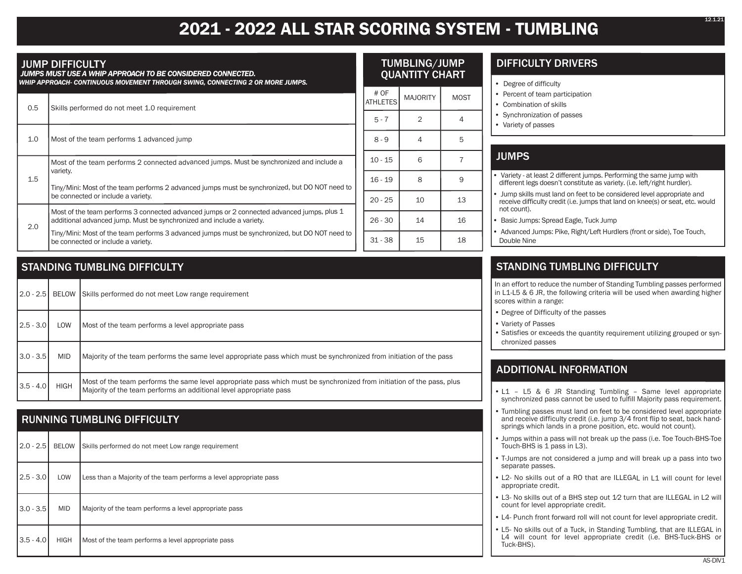# 2021 - 2022 ALL STAR SCORING SYSTEM - TUMBLING

## JUMP DIFFICULTY

***JUMPS MUST USE A WHIP APPROACH TO BE CONSIDERED CONNECTED.***
***WHIP APPROACH- CONTINUOUS MOVEMENT THROUGH SWING, CONNECTING 2 OR MORE JUMPS.***

| Score | Requirement |
|---|---|
| 0.5 | Skills performed do not meet 1.0 requirement |
| 1.0 | Most of the team performs 1 advanced jump |
| 1.5 | Most of the team performs 2 connected advanced jumps. Must be synchronized and include a variety. Tiny/Mini: Most of the team performs 2 advanced jumps must be synchronized, but DO NOT need to be connected or include a variety. |
| 2.0 | Most of the team performs 3 connected advanced jumps or 2 connected advanced jumps, plus 1 additional advanced jump. Must be synchronized and include a variety. Tiny/Mini: Most of the team performs 3 advanced jumps must be synchronized, but DO NOT need to be connected or include a variety. |

## TUMBLING/JUMP QUANTITY CHART

| # OF ATHLETES | MAJORITY | MOST |
|---|---|---|
| 5 - 7 | 2 | 4 |
| 8 - 9 | 4 | 5 |
| 10 - 15 | 6 | 7 |
| 16 - 19 | 8 | 9 |
| 20 - 25 | 10 | 13 |
| 26 - 30 | 14 | 16 |
| 31 - 38 | 15 | 18 |

## DIFFICULTY DRIVERS

- Degree of difficulty
- Percent of team participation
- Combination of skills
- Synchronization of passes
- Variety of passes

## JUMPS

- Variety - at least 2 different jumps. Performing the same jump with different legs doesn't constitute as variety. (i.e. left/right hurdler).
- Jump skills must land on feet to be considered level appropriate and receive difficulty credit (i.e. jumps that land on knee(s) or seat, etc. would not count).
- Basic Jumps: Spread Eagle, Tuck Jump
- Advanced Jumps: Pike, Right/Left Hurdlers (front or side), Toe Touch, Double Nine

## STANDING TUMBLING DIFFICULTY

| Score | Range | Requirement |
|---|---|---|
| 2.0 - 2.5 | BELOW | Skills performed do not meet Low range requirement |
| 2.5 - 3.0 | LOW | Most of the team performs a level appropriate pass |
| 3.0 - 3.5 | MID | Majority of the team performs the same level appropriate pass which must be synchronized from initiation of the pass |
| 3.5 - 4.0 | HIGH | Most of the team performs the same level appropriate pass which must be synchronized from initiation of the pass, plus Majority of the team performs an additional level appropriate pass |

## RUNNING TUMBLING DIFFICULTY

| Score | Range | Requirement |
|---|---|---|
| 2.0 - 2.5 | BELOW | Skills performed do not meet Low range requirement |
| 2.5 - 3.0 | LOW | Less than a Majority of the team performs a level appropriate pass |
| 3.0 - 3.5 | MID | Majority of the team performs a level appropriate pass |
| 3.5 - 4.0 | HIGH | Most of the team performs a level appropriate pass |

## STANDING TUMBLING DIFFICULTY

In an effort to reduce the number of Standing Tumbling passes performed in L1-L5 & 6 JR, the following criteria will be used when awarding higher scores within a range:

- Degree of Difficulty of the passes
- Variety of Passes
- Satisfies or exceeds the quantity requirement utilizing grouped or synchronized passes

## ADDITIONAL INFORMATION

- L1 – L5 & 6 JR Standing Tumbling – Same level appropriate synchronized pass cannot be used to fulfill Majority pass requirement.
- Tumbling passes must land on feet to be considered level appropriate and receive difficulty credit (i.e. jump 3/4 front flip to seat, back handsprings which lands in a prone position, etc. would not count).
- Jumps within a pass will not break up the pass (i.e. Toe Touch-BHS-Toe Touch-BHS is 1 pass in L3).
- T-Jumps are not considered a jump and will break up a pass into two separate passes.
- L2- No skills out of a RO that are ILLEGAL in L1 will count for level appropriate credit.
- L3- No skills out of a BHS step out 1⁄2 turn that are ILLEGAL in L2 will count for level appropriate credit.
- L4- Punch front forward roll will not count for level appropriate credit.
- L5- No skills out of a Tuck, in Standing Tumbling, that are ILLEGAL in L4 will count for level appropriate credit (i.e. BHS-Tuck-BHS or Tuck-BHS).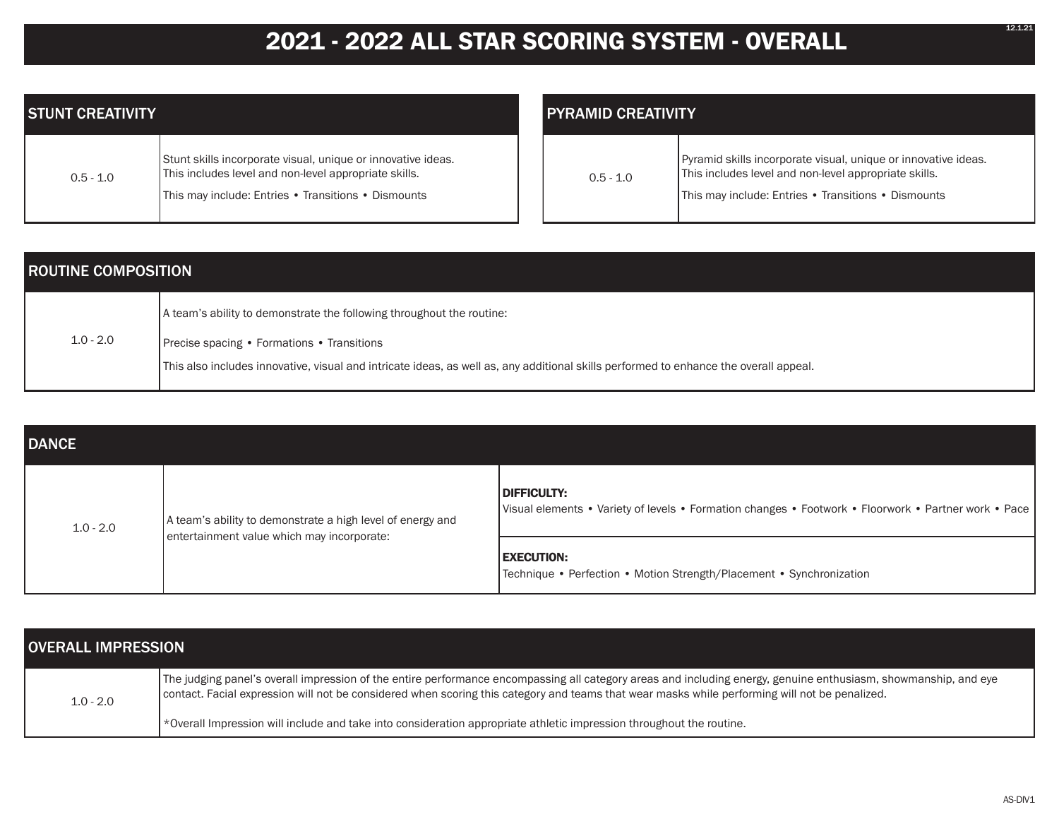# 2021 - 2022 ALL STAR SCORING SYSTEM - OVERALL

| STUNT CREATIVITY | |
|---|---|
| 0.5 - 1.0 | Stunt skills incorporate visual, unique or innovative ideas. This includes level and non-level appropriate skills.<br><br>This may include: Entries • Transitions • Dismounts |

| PYRAMID CREATIVITY | |
|---|---|
| 0.5 - 1.0 | Pyramid skills incorporate visual, unique or innovative ideas. This includes level and non-level appropriate skills.<br><br>This may include: Entries • Transitions • Dismounts |

| ROUTINE COMPOSITION | |
|---|---|
| 1.0 - 2.0 | A team's ability to demonstrate the following throughout the routine:<br><br>Precise spacing • Formations • Transitions<br><br>This also includes innovative, visual and intricate ideas, as well as, any additional skills performed to enhance the overall appeal. |

| DANCE | | |
|---|---|---|
| 1.0 - 2.0 | A team's ability to demonstrate a high level of energy and entertainment value which may incorporate: | **DIFFICULTY:**<br>Visual elements • Variety of levels • Formation changes • Footwork • Floorwork • Partner work • Pace |
| | | **EXECUTION:**<br>Technique • Perfection • Motion Strength/Placement • Synchronization |

| OVERALL IMPRESSION | |
|---|---|
| 1.0 - 2.0 | The judging panel's overall impression of the entire performance encompassing all category areas and including energy, genuine enthusiasm, showmanship, and eye contact. Facial expression will not be considered when scoring this category and teams that wear masks while performing will not be penalized.<br><br>*Overall Impression will include and take into consideration appropriate athletic impression throughout the routine. |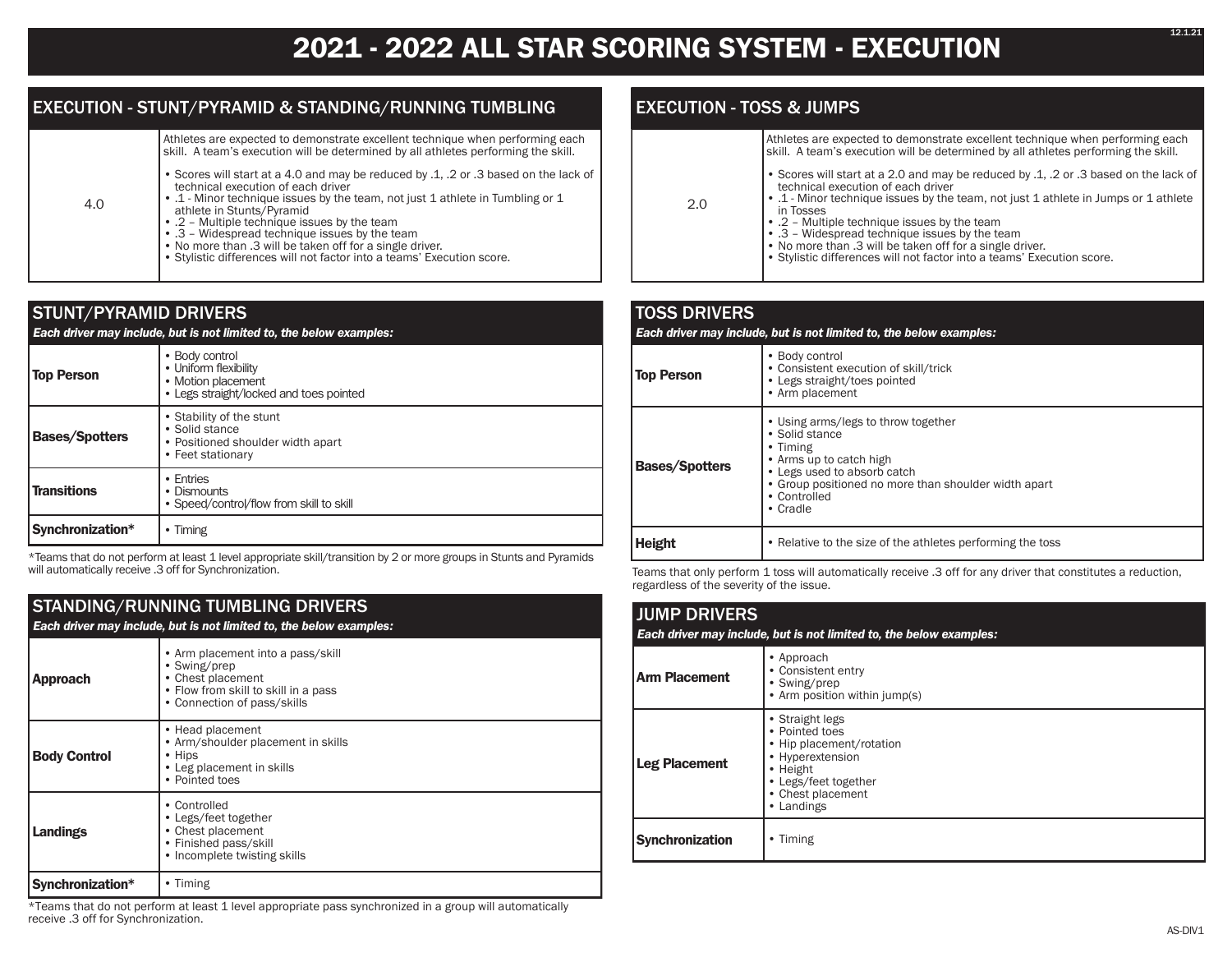# 2021 - 2022 ALL STAR SCORING SYSTEM - EXECUTION

## EXECUTION - STUNT/PYRAMID & STANDING/RUNNING TUMBLING

| | |
|---|---|
| 4.0 | Athletes are expected to demonstrate excellent technique when performing each skill. A team's execution will be determined by all athletes performing the skill.<br><br>• Scores will start at a 4.0 and may be reduced by .1, .2 or .3 based on the lack of technical execution of each driver<br>• .1 - Minor technique issues by the team, not just 1 athlete in Tumbling or 1 athlete in Stunts/Pyramid<br>• .2 – Multiple technique issues by the team<br>• .3 – Widespread technique issues by the team<br>• No more than .3 will be taken off for a single driver.<br>• Stylistic differences will not factor into a teams' Execution score. |

## STUNT/PYRAMID DRIVERS

*Each driver may include, but is not limited to, the below examples:*

| | |
|---|---|
| **Top Person** | • Body control<br>• Uniform flexibility<br>• Motion placement<br>• Legs straight/locked and toes pointed |
| **Bases/Spotters** | • Stability of the stunt<br>• Solid stance<br>• Positioned shoulder width apart<br>• Feet stationary |
| **Transitions** | • Entries<br>• Dismounts<br>• Speed/control/flow from skill to skill |
| **Synchronization*** | • Timing |

*Teams that do not perform at least 1 level appropriate skill/transition by 2 or more groups in Stunts and Pyramids will automatically receive .3 off for Synchronization.

## STANDING/RUNNING TUMBLING DRIVERS

*Each driver may include, but is not limited to, the below examples:*

| | |
|---|---|
| **Approach** | • Arm placement into a pass/skill<br>• Swing/prep<br>• Chest placement<br>• Flow from skill to skill in a pass<br>• Connection of pass/skills |
| **Body Control** | • Head placement<br>• Arm/shoulder placement in skills<br>• Hips<br>• Leg placement in skills<br>• Pointed toes |
| **Landings** | • Controlled<br>• Legs/feet together<br>• Chest placement<br>• Finished pass/skill<br>• Incomplete twisting skills |
| **Synchronization*** | • Timing |

*Teams that do not perform at least 1 level appropriate pass synchronized in a group will automatically receive .3 off for Synchronization.

## EXECUTION - TOSS & JUMPS

| | |
|---|---|
| 2.0 | Athletes are expected to demonstrate excellent technique when performing each skill. A team's execution will be determined by all athletes performing the skill.<br><br>• Scores will start at a 2.0 and may be reduced by .1, .2 or .3 based on the lack of technical execution of each driver<br>• .1 - Minor technique issues by the team, not just 1 athlete in Jumps or 1 athlete in Tosses<br>• .2 – Multiple technique issues by the team<br>• .3 – Widespread technique issues by the team<br>• No more than .3 will be taken off for a single driver.<br>• Stylistic differences will not factor into a teams' Execution score. |

## TOSS DRIVERS

*Each driver may include, but is not limited to, the below examples:*

| | |
|---|---|
| **Top Person** | • Body control<br>• Consistent execution of skill/trick<br>• Legs straight/toes pointed<br>• Arm placement |
| **Bases/Spotters** | • Using arms/legs to throw together<br>• Solid stance<br>• Timing<br>• Arms up to catch high<br>• Legs used to absorb catch<br>• Group positioned no more than shoulder width apart<br>• Controlled<br>• Cradle |
| **Height** | • Relative to the size of the athletes performing the toss |

Teams that only perform 1 toss will automatically receive .3 off for any driver that constitutes a reduction, regardless of the severity of the issue.

## JUMP DRIVERS

*Each driver may include, but is not limited to, the below examples:*

| | |
|---|---|
| **Arm Placement** | • Approach<br>• Consistent entry<br>• Swing/prep<br>• Arm position within jump(s) |
| **Leg Placement** | • Straight legs<br>• Pointed toes<br>• Hip placement/rotation<br>• Hyperextension<br>• Height<br>• Legs/feet together<br>• Chest placement<br>• Landings |
| **Synchronization** | • Timing |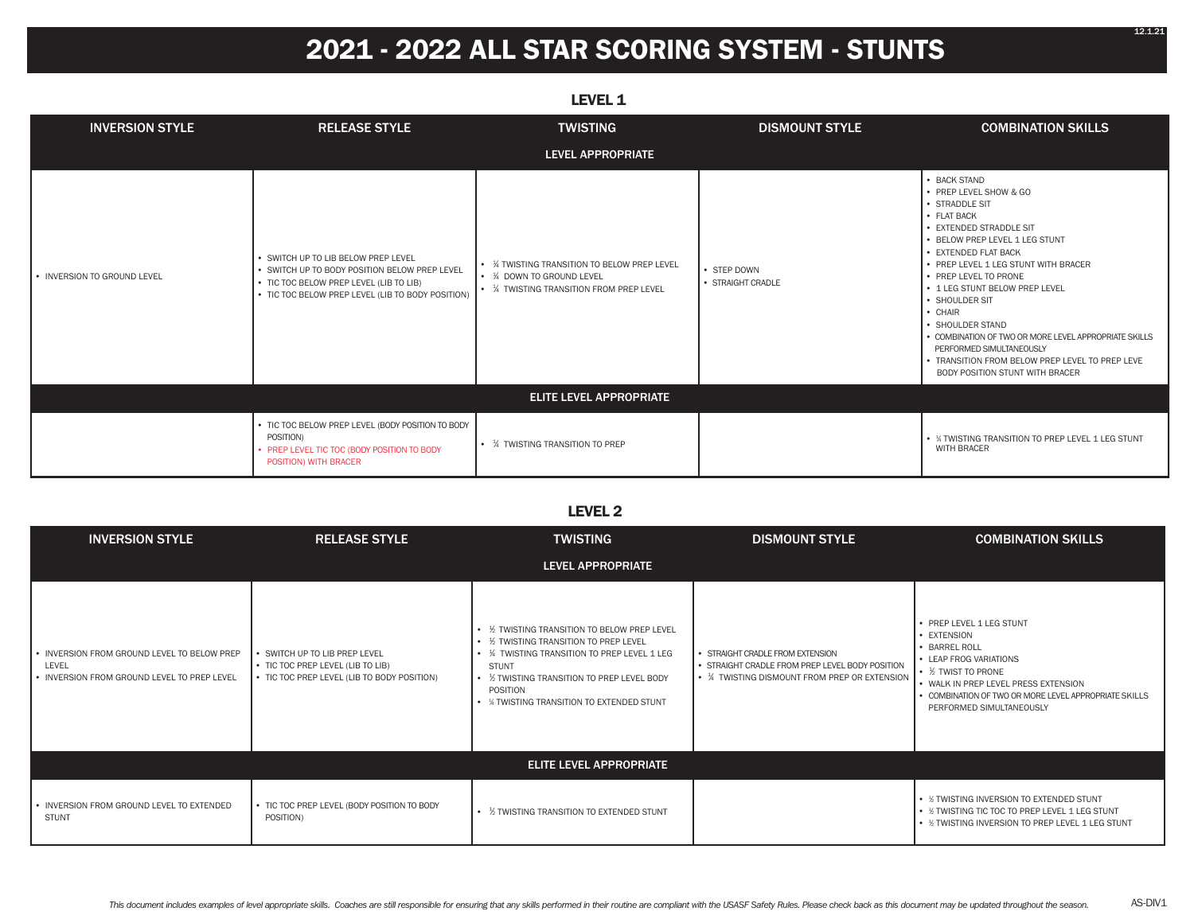# 2021 - 2022 ALL STAR SCORING SYSTEM - STUNTS

## LEVEL 1

| INVERSION STYLE | RELEASE STYLE | TWISTING | DISMOUNT STYLE | COMBINATION SKILLS |
|---|---|---|---|---|
| **LEVEL APPROPRIATE** | | | | |
| • INVERSION TO GROUND LEVEL | • SWITCH UP TO LIB BELOW PREP LEVEL<br>• SWITCH UP TO BODY POSITION BELOW PREP LEVEL<br>• TIC TOC BELOW PREP LEVEL (LIB TO LIB)<br>• TIC TOC BELOW PREP LEVEL (LIB TO BODY POSITION) | • ¾ TWISTING TRANSITION TO BELOW PREP LEVEL<br>• ¾ DOWN TO GROUND LEVEL<br>• ¼ TWISTING TRANSITION FROM PREP LEVEL | • STEP DOWN<br>• STRAIGHT CRADLE | • BACK STAND<br>• PREP LEVEL SHOW & GO<br>• STRADDLE SIT<br>• FLAT BACK<br>• EXTENDED STRADDLE SIT<br>• BELOW PREP LEVEL 1 LEG STUNT<br>• EXTENDED FLAT BACK<br>• PREP LEVEL 1 LEG STUNT WITH BRACER<br>• PREP LEVEL TO PRONE<br>• 1 LEG STUNT BELOW PREP LEVEL<br>• SHOULDER SIT<br>• CHAIR<br>• SHOULDER STAND<br>• COMBINATION OF TWO OR MORE LEVEL APPROPRIATE SKILLS PERFORMED SIMULTANEOUSLY<br>• TRANSITION FROM BELOW PREP LEVEL TO PREP LEVE BODY POSITION STUNT WITH BRACER |
| **ELITE LEVEL APPROPRIATE** | | | | |
| | • TIC TOC BELOW PREP LEVEL (BODY POSITION TO BODY POSITION)<br>• PREP LEVEL TIC TOC (BODY POSITION TO BODY POSITION) WITH BRACER | • ¼ TWISTING TRANSITION TO PREP | | • ¼ TWISTING TRANSITION TO PREP LEVEL 1 LEG STUNT WITH BRACER |

## LEVEL 2

| INVERSION STYLE | RELEASE STYLE | TWISTING | DISMOUNT STYLE | COMBINATION SKILLS |
|---|---|---|---|---|
| **LEVEL APPROPRIATE** | | | | |
| • INVERSION FROM GROUND LEVEL TO BELOW PREP LEVEL<br>• INVERSION FROM GROUND LEVEL TO PREP LEVEL | • SWITCH UP TO LIB PREP LEVEL<br>• TIC TOC PREP LEVEL (LIB TO LIB)<br>• TIC TOC PREP LEVEL (LIB TO BODY POSITION) | • ½ TWISTING TRANSITION TO BELOW PREP LEVEL<br>• ½ TWISTING TRANSITION TO PREP LEVEL<br>• ¼ TWISTING TRANSITION TO PREP LEVEL 1 LEG STUNT<br>• ½ TWISTING TRANSITION TO PREP LEVEL BODY POSITION<br>• ¼ TWISTING TRANSITION TO EXTENDED STUNT | • STRAIGHT CRADLE FROM EXTENSION<br>• STRAIGHT CRADLE FROM PREP LEVEL BODY POSITION<br>• ¼ TWISTING DISMOUNT FROM PREP OR EXTENSION | • PREP LEVEL 1 LEG STUNT<br>• EXTENSION<br>• BARREL ROLL<br>• LEAP FROG VARIATIONS<br>• ½ TWIST TO PRONE<br>• WALK IN PREP LEVEL PRESS EXTENSION<br>• COMBINATION OF TWO OR MORE LEVEL APPROPRIATE SKILLS PERFORMED SIMULTANEOUSLY |
| **ELITE LEVEL APPROPRIATE** | | | | |
| • INVERSION FROM GROUND LEVEL TO EXTENDED STUNT | • TIC TOC PREP LEVEL (BODY POSITION TO BODY POSITION) | • ½ TWISTING TRANSITION TO EXTENDED STUNT | | • ½ TWISTING INVERSION TO EXTENDED STUNT<br>• ½ TWISTING TIC TOC TO PREP LEVEL 1 LEG STUNT<br>• ½ TWISTING INVERSION TO PREP LEVEL 1 LEG STUNT |

*This document includes examples of level appropriate skills. Coaches are still responsible for ensuring that any skills performed in their routine are compliant with the USASF Safety Rules. Please check back as this document may be updated throughout the season.*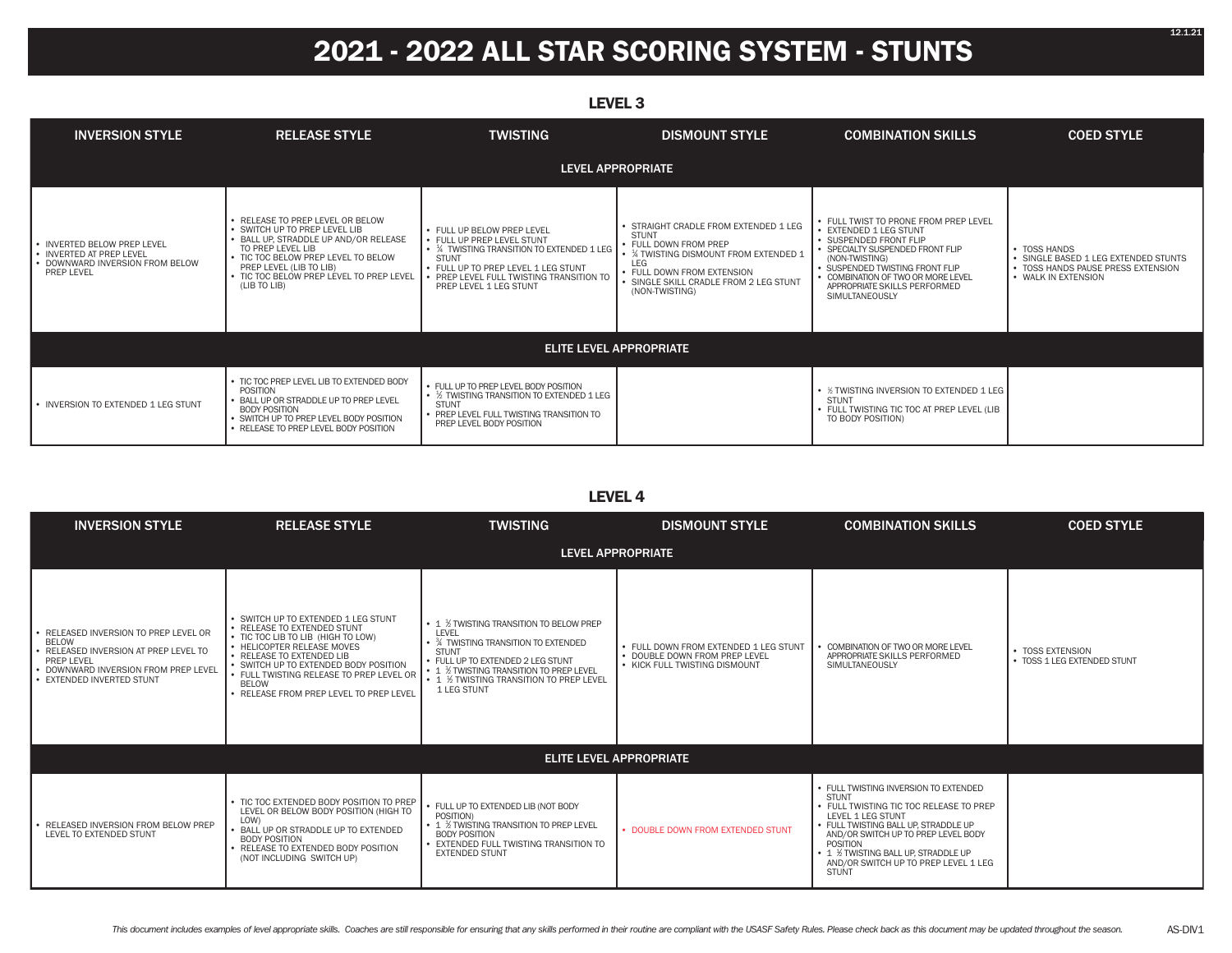# 2021 - 2022 ALL STAR SCORING SYSTEM - STUNTS

## LEVEL 3

| INVERSION STYLE | RELEASE STYLE | TWISTING | DISMOUNT STYLE | COMBINATION SKILLS | COED STYLE |
|---|---|---|---|---|---|
| **LEVEL APPROPRIATE** | | | | | |
| • INVERTED BELOW PREP LEVEL<br>• INVERTED AT PREP LEVEL<br>• DOWNWARD INVERSION FROM BELOW PREP LEVEL | • RELEASE TO PREP LEVEL OR BELOW<br>• SWITCH UP TO PREP LEVEL LIB<br>• BALL UP, STRADDLE UP AND/OR RELEASE TO PREP LEVEL LIB<br>• TIC TOC BELOW PREP LEVEL TO BELOW PREP LEVEL (LIB TO LIB)<br>• TIC TOC BELOW PREP LEVEL TO PREP LEVEL (LIB TO LIB) | • FULL UP BELOW PREP LEVEL<br>• FULL UP PREP LEVEL STUNT<br>• ¼ TWISTING TRANSITION TO EXTENDED 1 LEG STUNT<br>• FULL UP TO PREP LEVEL 1 LEG STUNT<br>• PREP LEVEL FULL TWISTING TRANSITION TO PREP LEVEL 1 LEG STUNT | • STRAIGHT CRADLE FROM EXTENDED 1 LEG STUNT<br>• FULL DOWN FROM PREP<br>• ¼ TWISTING DISMOUNT FROM EXTENDED 1 LEG<br>• FULL DOWN FROM EXTENSION<br>• SINGLE SKILL CRADLE FROM 2 LEG STUNT (NON-TWISTING) | • FULL TWIST TO PRONE FROM PREP LEVEL<br>• EXTENDED 1 LEG STUNT<br>• SUSPENDED FRONT FLIP<br>• SPECIALTY SUSPENDED FRONT FLIP (NON-TWISTING)<br>• SUSPENDED TWISTING FRONT FLIP<br>• COMBINATION OF TWO OR MORE LEVEL APPROPRIATE SKILLS PERFORMED SIMULTANEOUSLY | • TOSS HANDS<br>• SINGLE BASED 1 LEG EXTENDED STUNTS<br>• TOSS HANDS PAUSE PRESS EXTENSION<br>• WALK IN EXTENSION |
| **ELITE LEVEL APPROPRIATE** | | | | | |
| • INVERSION TO EXTENDED 1 LEG STUNT | • TIC TOC PREP LEVEL LIB TO EXTENDED BODY POSITION<br>• BALL UP OR STRADDLE UP TO PREP LEVEL BODY POSITION<br>• SWITCH UP TO PREP LEVEL BODY POSITION<br>• RELEASE TO PREP LEVEL BODY POSITION | • FULL UP TO PREP LEVEL BODY POSITION<br>• ½ TWISTING TRANSITION TO EXTENDED 1 LEG STUNT<br>• PREP LEVEL FULL TWISTING TRANSITION TO PREP LEVEL BODY POSITION | | • ½ TWISTING INVERSION TO EXTENDED 1 LEG STUNT<br>• FULL TWISTING TIC TOC AT PREP LEVEL (LIB TO BODY POSITION) | |

## LEVEL 4

| INVERSION STYLE | RELEASE STYLE | TWISTING | DISMOUNT STYLE | COMBINATION SKILLS | COED STYLE |
|---|---|---|---|---|---|
| **LEVEL APPROPRIATE** | | | | | |
| • RELEASED INVERSION TO PREP LEVEL OR BELOW<br>• RELEASED INVERSION AT PREP LEVEL TO PREP LEVEL<br>• DOWNWARD INVERSION FROM PREP LEVEL<br>• EXTENDED INVERTED STUNT | • SWITCH UP TO EXTENDED 1 LEG STUNT<br>• RELEASE TO EXTENDED STUNT<br>• TIC TOC LIB TO LIB (HIGH TO LOW)<br>• HELICOPTER RELEASE MOVES<br>• RELEASE TO EXTENDED LIB<br>• SWITCH UP TO EXTENDED BODY POSITION<br>• FULL TWISTING RELEASE TO PREP LEVEL OR BELOW<br>• RELEASE FROM PREP LEVEL TO PREP LEVEL | • 1 ½ TWISTING TRANSITION TO BELOW PREP LEVEL<br>• ¾ TWISTING TRANSITION TO EXTENDED STUNT<br>• FULL UP TO EXTENDED 2 LEG STUNT<br>• 1 ½ TWISTING TRANSITION TO PREP LEVEL<br>• 1 ½ TWISTING TRANSITION TO PREP LEVEL 1 LEG STUNT | • FULL DOWN FROM EXTENDED 1 LEG STUNT<br>• DOUBLE DOWN FROM PREP LEVEL<br>• KICK FULL TWISTING DISMOUNT | • COMBINATION OF TWO OR MORE LEVEL APPROPRIATE SKILLS PERFORMED SIMULTANEOUSLY | • TOSS EXTENSION<br>• TOSS 1 LEG EXTENDED STUNT |
| **ELITE LEVEL APPROPRIATE** | | | | | |
| • RELEASED INVERSION FROM BELOW PREP LEVEL TO EXTENDED STUNT | • TIC TOC EXTENDED BODY POSITION TO PREP LEVEL OR BELOW BODY POSITION (HIGH TO LOW)<br>• BALL UP OR STRADDLE UP TO EXTENDED BODY POSITION<br>• RELEASE TO EXTENDED BODY POSITION (NOT INCLUDING SWITCH UP) | • FULL UP TO EXTENDED LIB (NOT BODY POSITION)<br>• 1 ½ TWISTING TRANSITION TO PREP LEVEL BODY POSITION<br>• EXTENDED FULL TWISTING TRANSITION TO EXTENDED STUNT | • DOUBLE DOWN FROM EXTENDED STUNT | • FULL TWISTING INVERSION TO EXTENDED STUNT<br>• FULL TWISTING TIC TOC RELEASE TO PREP LEVEL 1 LEG STUNT<br>• FULL TWISTING BALL UP, STRADDLE UP AND/OR SWITCH UP TO PREP LEVEL BODY POSITION<br>• 1 ½ TWISTING BALL UP, STRADDLE UP AND/OR SWITCH UP TO PREP LEVEL 1 LEG STUNT | |

*This document includes examples of level appropriate skills. Coaches are still responsible for ensuring that any skills performed in their routine are compliant with the USASF Safety Rules. Please check back as this document may be updated throughout the season.*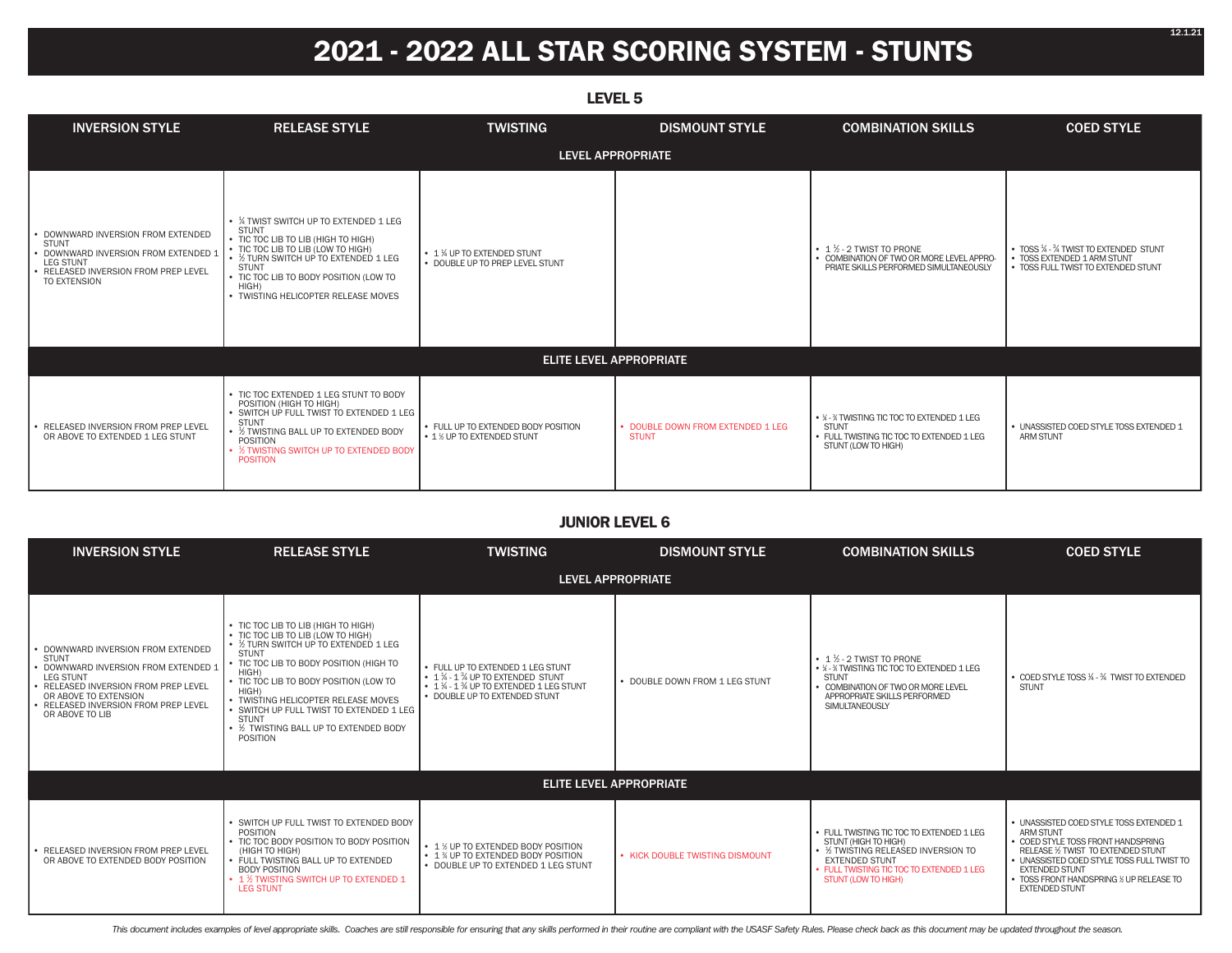# 2021 - 2022 ALL STAR SCORING SYSTEM - STUNTS

## LEVEL 5

| INVERSION STYLE | RELEASE STYLE | TWISTING | DISMOUNT STYLE | COMBINATION SKILLS | COED STYLE |
|---|---|---|---|---|---|
| **LEVEL APPROPRIATE** | | | | | |
| • DOWNWARD INVERSION FROM EXTENDED STUNT<br>• DOWNWARD INVERSION FROM EXTENDED 1 LEG STUNT<br>• RELEASED INVERSION FROM PREP LEVEL TO EXTENSION | • ¼ TWIST SWITCH UP TO EXTENDED 1 LEG STUNT<br>• TIC TOC LIB TO LIB (HIGH TO HIGH)<br>• TIC TOC LIB TO LIB (LOW TO HIGH)<br>• ½ TURN SWITCH UP TO EXTENDED 1 LEG STUNT<br>• TIC TOC LIB TO BODY POSITION (LOW TO HIGH)<br>• TWISTING HELICOPTER RELEASE MOVES | • 1 ¾ UP TO EXTENDED STUNT<br>• DOUBLE UP TO PREP LEVEL STUNT | | • 1 ½ - 2 TWIST TO PRONE<br>• COMBINATION OF TWO OR MORE LEVEL APPROPRIATE SKILLS PERFORMED SIMULTANEOUSLY | • TOSS ¼ - ¾ TWIST TO EXTENDED STUNT<br>• TOSS EXTENDED 1 ARM STUNT<br>• TOSS FULL TWIST TO EXTENDED STUNT |
| **ELITE LEVEL APPROPRIATE** | | | | | |
| • RELEASED INVERSION FROM PREP LEVEL OR ABOVE TO EXTENDED 1 LEG STUNT | • TIC TOC EXTENDED 1 LEG STUNT TO BODY POSITION (HIGH TO HIGH)<br>• SWITCH UP FULL TWIST TO EXTENDED 1 LEG STUNT<br>• ½ TWISTING BALL UP TO EXTENDED BODY POSITION<br>• ½ TWISTING SWITCH UP TO EXTENDED BODY POSITION | • FULL UP TO EXTENDED BODY POSITION<br>• 1 ½ UP TO EXTENDED STUNT | • DOUBLE DOWN FROM EXTENDED 1 LEG STUNT | • ¼ - ¾ TWISTING TIC TOC TO EXTENDED 1 LEG STUNT<br>• FULL TWISTING TIC TOC TO EXTENDED 1 LEG STUNT (LOW TO HIGH) | • UNASSISTED COED STYLE TOSS EXTENDED 1 ARM STUNT |

## JUNIOR LEVEL 6

| INVERSION STYLE | RELEASE STYLE | TWISTING | DISMOUNT STYLE | COMBINATION SKILLS | COED STYLE |
|---|---|---|---|---|---|
| **LEVEL APPROPRIATE** | | | | | |
| • DOWNWARD INVERSION FROM EXTENDED STUNT<br>• DOWNWARD INVERSION FROM EXTENDED 1 LEG STUNT<br>• RELEASED INVERSION FROM PREP LEVEL OR ABOVE TO EXTENSION<br>• RELEASED INVERSION FROM PREP LEVEL OR ABOVE TO LIB | • TIC TOC LIB TO LIB (HIGH TO HIGH)<br>• TIC TOC LIB TO LIB (LOW TO HIGH)<br>• ½ TURN SWITCH UP TO EXTENDED 1 LEG STUNT<br>• TIC TOC LIB TO BODY POSITION (HIGH TO HIGH)<br>• TIC TOC LIB TO BODY POSITION (LOW TO HIGH)<br>• TWISTING HELICOPTER RELEASE MOVES<br>• SWITCH UP FULL TWIST TO EXTENDED 1 LEG STUNT<br>• ½ TWISTING BALL UP TO EXTENDED BODY POSITION | • FULL UP TO EXTENDED 1 LEG STUNT<br>• 1 ¼ - 1 ¾ UP TO EXTENDED STUNT<br>• 1 ¼ - 1 ¾ UP TO EXTENDED 1 LEG STUNT<br>• DOUBLE UP TO EXTENDED STUNT | • DOUBLE DOWN FROM 1 LEG STUNT | • 1 ½ - 2 TWIST TO PRONE<br>• ¼ - ¾ TWISTING TIC TOC TO EXTENDED 1 LEG STUNT<br>• COMBINATION OF TWO OR MORE LEVEL APPROPRIATE SKILLS PERFORMED SIMULTANEOUSLY | • COED STYLE TOSS ¼ - ¾ TWIST TO EXTENDED STUNT |
| **ELITE LEVEL APPROPRIATE** | | | | | |
| • RELEASED INVERSION FROM PREP LEVEL OR ABOVE TO EXTENDED BODY POSITION | • SWITCH UP FULL TWIST TO EXTENDED BODY POSITION<br>• TIC TOC BODY POSITION TO BODY POSITION (HIGH TO HIGH)<br>• FULL TWISTING BALL UP TO EXTENDED BODY POSITION<br>• 1 ½ TWISTING SWITCH UP TO EXTENDED 1 LEG STUNT | • 1 ½ UP TO EXTENDED BODY POSITION<br>• 1 ¾ UP TO EXTENDED BODY POSITION<br>• DOUBLE UP TO EXTENDED 1 LEG STUNT | • KICK DOUBLE TWISTING DISMOUNT | • FULL TWISTING TIC TOC TO EXTENDED 1 LEG STUNT (HIGH TO HIGH)<br>• ½ TWISTING RELEASED INVERSION TO EXTENDED STUNT<br>• FULL TWISTING TIC TOC TO EXTENDED 1 LEG STUNT (LOW TO HIGH) | • UNASSISTED COED STYLE TOSS EXTENDED 1 ARM STUNT<br>• COED STYLE TOSS FRONT HANDSPRING RELEASE ½ TWIST TO EXTENDED STUNT<br>• UNASSISTED COED STYLE TOSS FULL TWIST TO EXTENDED STUNT<br>• TOSS FRONT HANDSPRING ½ UP RELEASE TO EXTENDED STUNT |

*This document includes examples of level appropriate skills. Coaches are still responsible for ensuring that any skills performed in their routine are compliant with the USASF Safety Rules. Please check back as this document may be updated throughout the season.*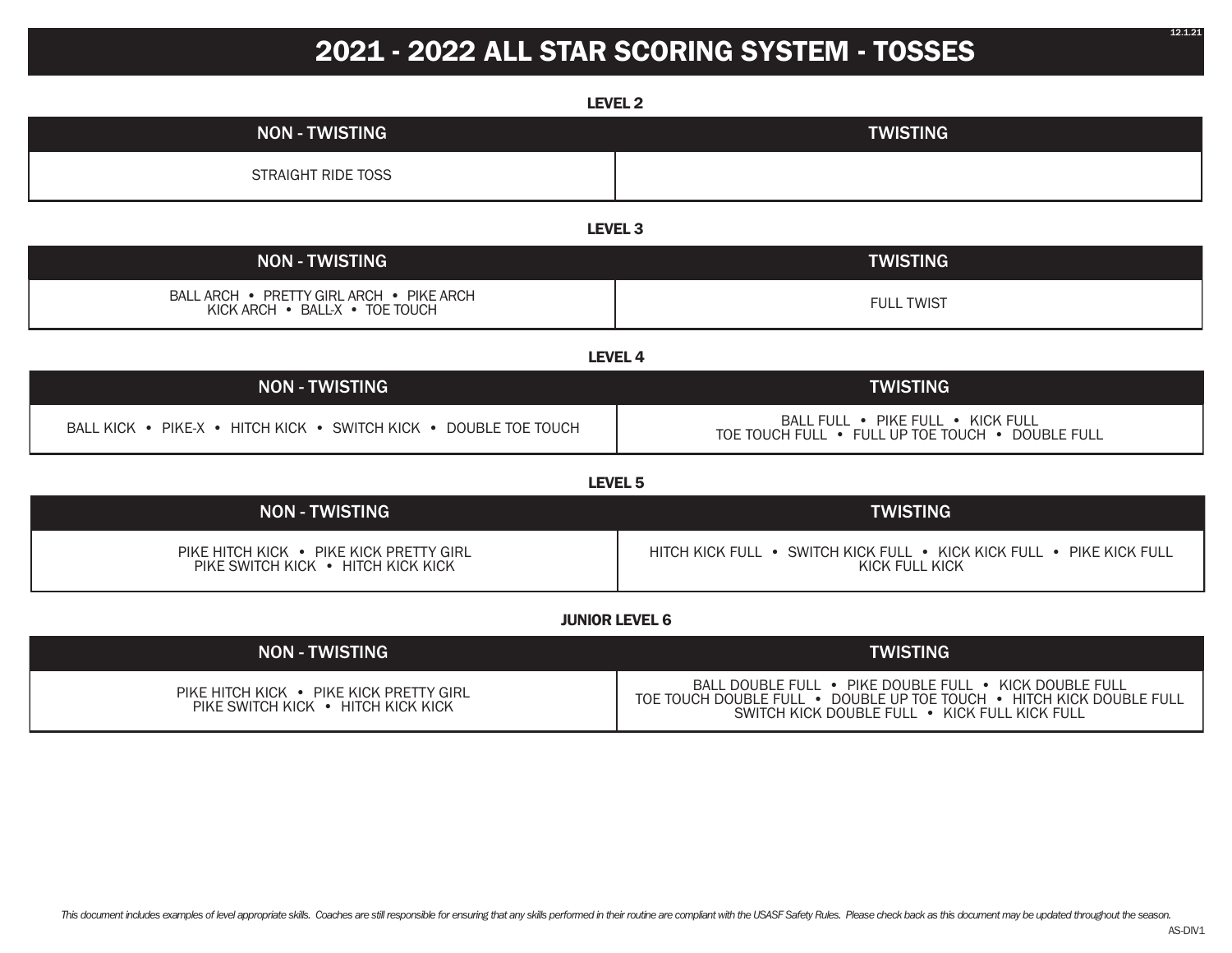# 2021 - 2022 ALL STAR SCORING SYSTEM - TOSSES

### LEVEL 2

| NON - TWISTING | TWISTING |
| --- | --- |
| STRAIGHT RIDE TOSS | |

### LEVEL 3

| NON - TWISTING | TWISTING |
| --- | --- |
| BALL ARCH • PRETTY GIRL ARCH • PIKE ARCH KICK ARCH • BALL-X • TOE TOUCH | FULL TWIST |

### LEVEL 4

| NON - TWISTING | TWISTING |
| --- | --- |
| BALL KICK • PIKE-X • HITCH KICK • SWITCH KICK • DOUBLE TOE TOUCH | BALL FULL • PIKE FULL • KICK FULL TOE TOUCH FULL • FULL UP TOE TOUCH • DOUBLE FULL |

### LEVEL 5

| NON - TWISTING | TWISTING |
| --- | --- |
| PIKE HITCH KICK • PIKE KICK PRETTY GIRL PIKE SWITCH KICK • HITCH KICK KICK | HITCH KICK FULL • SWITCH KICK FULL • KICK KICK FULL • PIKE KICK FULL KICK FULL KICK |

### JUNIOR LEVEL 6

| NON - TWISTING | TWISTING |
| --- | --- |
| PIKE HITCH KICK • PIKE KICK PRETTY GIRL PIKE SWITCH KICK • HITCH KICK KICK | BALL DOUBLE FULL • PIKE DOUBLE FULL • KICK DOUBLE FULL TOE TOUCH DOUBLE FULL • DOUBLE UP TOE TOUCH • HITCH KICK DOUBLE FULL SWITCH KICK DOUBLE FULL • KICK FULL KICK FULL |

*This document includes examples of level appropriate skills. Coaches are still responsible for ensuring that any skills performed in their routine are compliant with the USASF Safety Rules. Please check back as this document may be updated throughout the season.*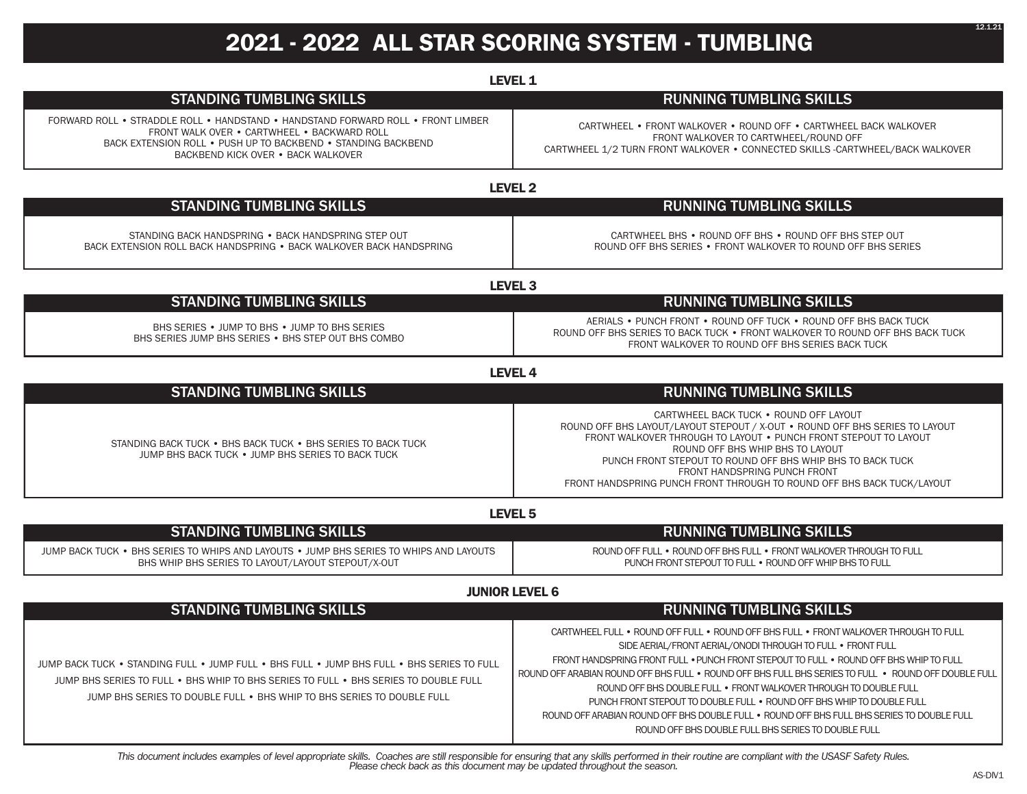# 2021 - 2022 ALL STAR SCORING SYSTEM - TUMBLING

## LEVEL 1

| STANDING TUMBLING SKILLS | RUNNING TUMBLING SKILLS |
|---|---|
| FORWARD ROLL • STRADDLE ROLL • HANDSTAND • HANDSTAND FORWARD ROLL • FRONT LIMBER FRONT WALK OVER • CARTWHEEL • BACKWARD ROLL BACK EXTENSION ROLL • PUSH UP TO BACKBEND • STANDING BACKBEND BACKBEND KICK OVER • BACK WALKOVER | CARTWHEEL • FRONT WALKOVER • ROUND OFF • CARTWHEEL BACK WALKOVER FRONT WALKOVER TO CARTWHEEL/ROUND OFF CARTWHEEL 1/2 TURN FRONT WALKOVER • CONNECTED SKILLS -CARTWHEEL/BACK WALKOVER |

## LEVEL 2

| STANDING TUMBLING SKILLS | RUNNING TUMBLING SKILLS |
|---|---|
| STANDING BACK HANDSPRING • BACK HANDSPRING STEP OUT BACK EXTENSION ROLL BACK HANDSPRING • BACK WALKOVER BACK HANDSPRING | CARTWHEEL BHS • ROUND OFF BHS • ROUND OFF BHS STEP OUT ROUND OFF BHS SERIES • FRONT WALKOVER TO ROUND OFF BHS SERIES |

## LEVEL 3

| STANDING TUMBLING SKILLS | RUNNING TUMBLING SKILLS |
|---|---|
| BHS SERIES • JUMP TO BHS • JUMP TO BHS SERIES BHS SERIES JUMP BHS SERIES • BHS STEP OUT BHS COMBO | AERIALS • PUNCH FRONT • ROUND OFF TUCK • ROUND OFF BHS BACK TUCK ROUND OFF BHS SERIES TO BACK TUCK • FRONT WALKOVER TO ROUND OFF BHS BACK TUCK FRONT WALKOVER TO ROUND OFF BHS SERIES BACK TUCK |

## LEVEL 4

| STANDING TUMBLING SKILLS | RUNNING TUMBLING SKILLS |
|---|---|
| STANDING BACK TUCK • BHS BACK TUCK • BHS SERIES TO BACK TUCK JUMP BHS BACK TUCK • JUMP BHS SERIES TO BACK TUCK | CARTWHEEL BACK TUCK • ROUND OFF LAYOUT ROUND OFF BHS LAYOUT/LAYOUT STEPOUT / X-OUT • ROUND OFF BHS SERIES TO LAYOUT FRONT WALKOVER THROUGH TO LAYOUT • PUNCH FRONT STEPOUT TO LAYOUT ROUND OFF BHS WHIP BHS TO LAYOUT PUNCH FRONT STEPOUT TO ROUND OFF BHS WHIP BHS TO BACK TUCK FRONT HANDSPRING PUNCH FRONT FRONT HANDSPRING PUNCH FRONT THROUGH TO ROUND OFF BHS BACK TUCK/LAYOUT |

## LEVEL 5

| STANDING TUMBLING SKILLS | RUNNING TUMBLING SKILLS |
|---|---|
| JUMP BACK TUCK • BHS SERIES TO WHIPS AND LAYOUTS • JUMP BHS SERIES TO WHIPS AND LAYOUTS BHS WHIP BHS SERIES TO LAYOUT/LAYOUT STEPOUT/X-OUT | ROUND OFF FULL • ROUND OFF BHS FULL • FRONT WALKOVER THROUGH TO FULL PUNCH FRONT STEPOUT TO FULL • ROUND OFF WHIP BHS TO FULL |

## JUNIOR LEVEL 6

| STANDING TUMBLING SKILLS | RUNNING TUMBLING SKILLS |
|---|---|
| JUMP BACK TUCK • STANDING FULL • JUMP FULL • BHS FULL • JUMP BHS FULL • BHS SERIES TO FULL JUMP BHS SERIES TO FULL • BHS WHIP TO BHS SERIES TO FULL • BHS SERIES TO DOUBLE FULL JUMP BHS SERIES TO DOUBLE FULL • BHS WHIP TO BHS SERIES TO DOUBLE FULL | CARTWHEEL FULL • ROUND OFF FULL • ROUND OFF BHS FULL • FRONT WALKOVER THROUGH TO FULL SIDE AERIAL/FRONT AERIAL/ONODI THROUGH TO FULL • FRONT FULL FRONT HANDSPRING FRONT FULL • PUNCH FRONT STEPOUT TO FULL • ROUND OFF BHS WHIP TO FULL ROUND OFF ARABIAN ROUND OFF BHS FULL • ROUND OFF BHS FULL BHS SERIES TO FULL • ROUND OFF DOUBLE FULL ROUND OFF BHS DOUBLE FULL • FRONT WALKOVER THROUGH TO DOUBLE FULL PUNCH FRONT STEPOUT TO DOUBLE FULL • ROUND OFF BHS WHIP TO DOUBLE FULL ROUND OFF ARABIAN ROUND OFF BHS DOUBLE FULL • ROUND OFF BHS FULL BHS SERIES TO DOUBLE FULL ROUND OFF BHS DOUBLE FULL BHS SERIES TO DOUBLE FULL |

*This document includes examples of level appropriate skills. Coaches are still responsible for ensuring that any skills performed in their routine are compliant with the USASF Safety Rules. Please check back as this document may be updated throughout the season.*